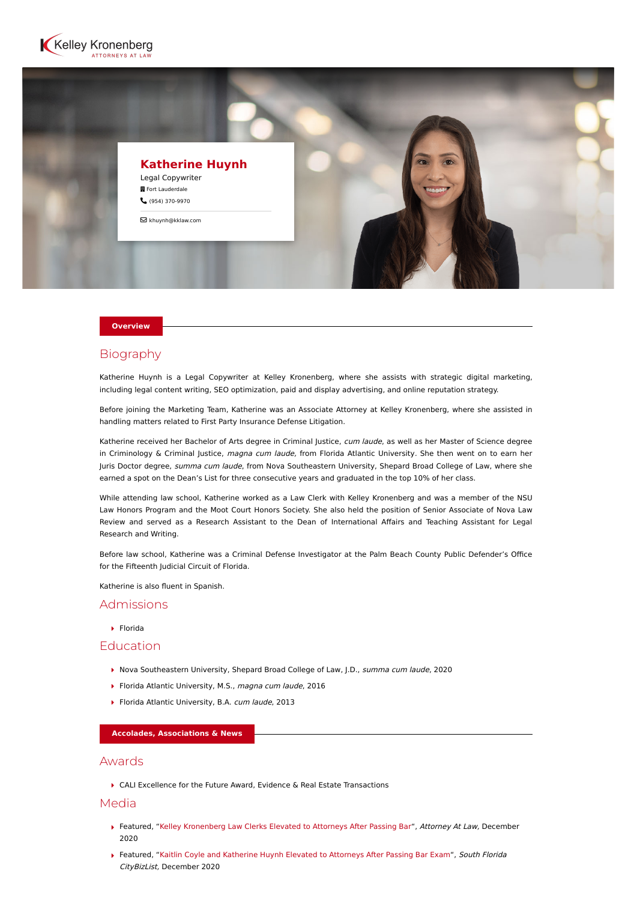Kelley Kronenberg
ATTORNEYS AT LAW

# Katherine Huynh

Legal Copywriter

Fort Lauderdale

(954) 370-9970

khuynh@kklaw.com

**Overview**

## Biography

Katherine Huynh is a Legal Copywriter at Kelley Kronenberg, where she assists with strategic digital marketing, including legal content writing, SEO optimization, paid and display advertising, and online reputation strategy.

Before joining the Marketing Team, Katherine was an Associate Attorney at Kelley Kronenberg, where she assisted in handling matters related to First Party Insurance Defense Litigation.

Katherine received her Bachelor of Arts degree in Criminal Justice, *cum laude*, as well as her Master of Science degree in Criminology & Criminal Justice, *magna cum laude,* from Florida Atlantic University. She then went on to earn her Juris Doctor degree, *summa cum laude*, from Nova Southeastern University, Shepard Broad College of Law, where she earned a spot on the Dean's List for three consecutive years and graduated in the top 10% of her class.

While attending law school, Katherine worked as a Law Clerk with Kelley Kronenberg and was a member of the NSU Law Honors Program and the Moot Court Honors Society. She also held the position of Senior Associate of Nova Law Review and served as a Research Assistant to the Dean of International Affairs and Teaching Assistant for Legal Research and Writing.

Before law school, Katherine was a Criminal Defense Investigator at the Palm Beach County Public Defender's Office for the Fifteenth Judicial Circuit of Florida.

Katherine is also fluent in Spanish.

## Admissions

- Florida

## Education

- Nova Southeastern University, Shepard Broad College of Law, J.D., *summa cum laude*, 2020
- Florida Atlantic University, M.S., *magna cum laude*, 2016
- Florida Atlantic University, B.A. *cum laude*, 2013

**Accolades, Associations & News**

## Awards

- CALI Excellence for the Future Award, Evidence & Real Estate Transactions

## Media

- Featured, "Kelley Kronenberg Law Clerks Elevated to Attorneys After Passing Bar", *Attorney At Law,* December 2020
- Featured, "Kaitlin Coyle and Katherine Huynh Elevated to Attorneys After Passing Bar Exam", *South Florida CityBizList,* December 2020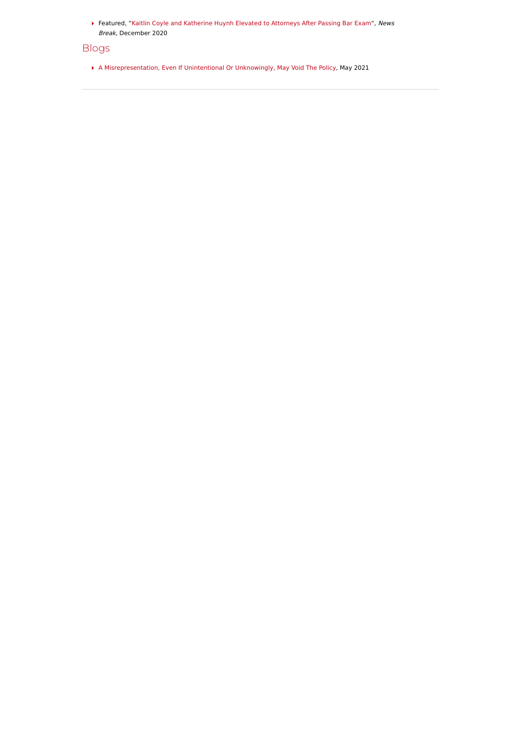- Featured, "Kaitlin Coyle and Katherine Huynh Elevated to Attorneys After Passing Bar Exam", *News Break*, December 2020

## Blogs

- A Misrepresentation, Even If Unintentional Or Unknowingly, May Void The Policy, May 2021